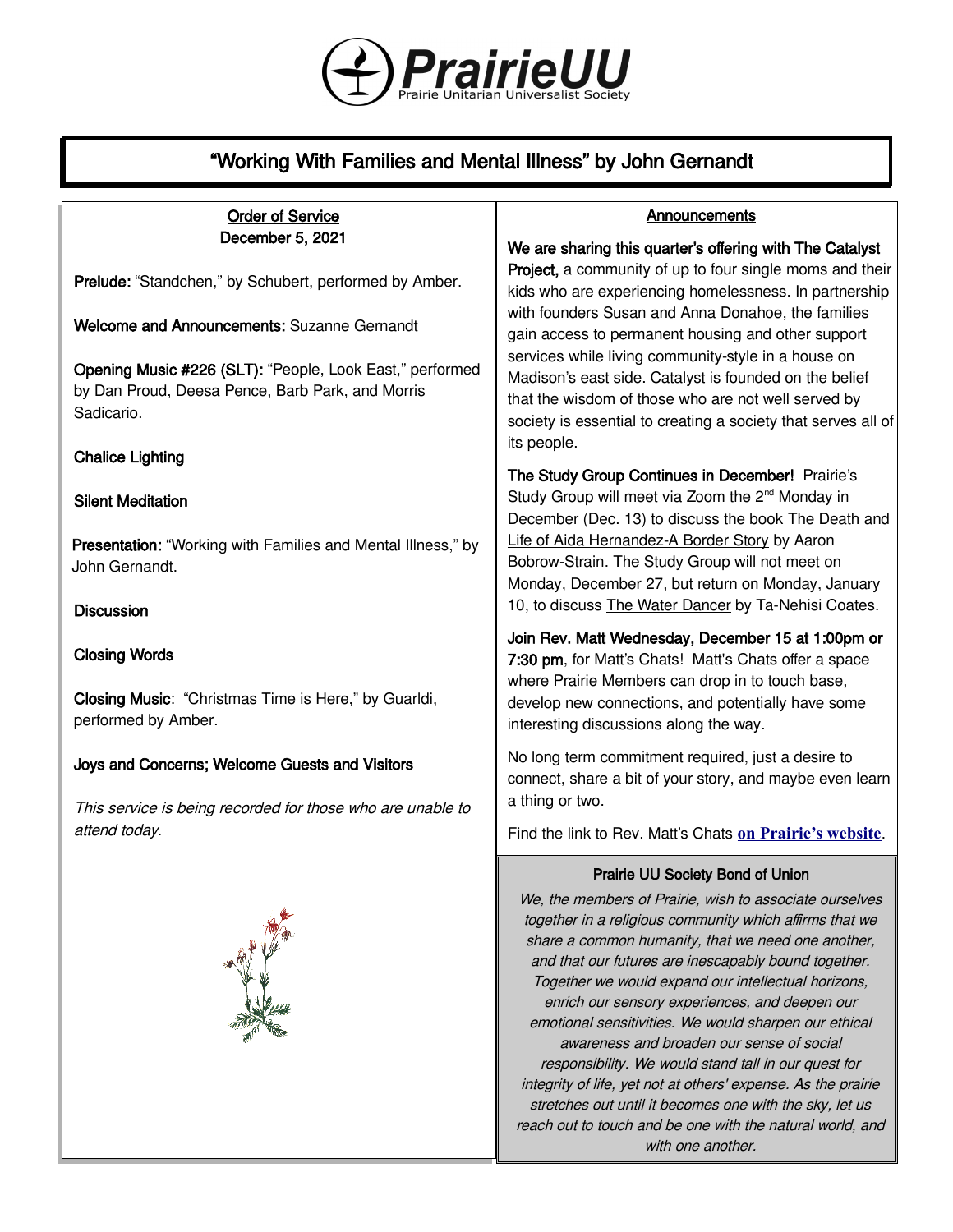# PrairieUU

Prairie Unitarian Universalist Society

## "Working With Families and Mental Illness" by John Gernandt

### Order of Service
**December 5, 2021**

**Prelude:** "Standchen," by Schubert, performed by Amber.

**Welcome and Announcements:** Suzanne Gernandt

**Opening Music #226 (SLT):** "People, Look East," performed by Dan Proud, Deesa Pence, Barb Park, and Morris Sadicario.

**Chalice Lighting**

**Silent Meditation**

**Presentation:** "Working with Families and Mental Illness," by John Gernandt.

**Discussion**

**Closing Words**

**Closing Music**: "Christmas Time is Here," by Guarldi, performed by Amber.

**Joys and Concerns; Welcome Guests and Visitors**

*This service is being recorded for those who are unable to attend today.*

### Announcements

**We are sharing this quarter's offering with The Catalyst Project,** a community of up to four single moms and their kids who are experiencing homelessness. In partnership with founders Susan and Anna Donahoe, the families gain access to permanent housing and other support services while living community-style in a house on Madison's east side. Catalyst is founded on the belief that the wisdom of those who are not well served by society is essential to creating a society that serves all of its people.

**The Study Group Continues in December!** Prairie's Study Group will meet via Zoom the 2nd Monday in December (Dec. 13) to discuss the book The Death and Life of Aida Hernandez-A Border Story by Aaron Bobrow-Strain. The Study Group will not meet on Monday, December 27, but return on Monday, January 10, to discuss The Water Dancer by Ta-Nehisi Coates.

**Join Rev. Matt Wednesday, December 15 at 1:00pm or 7:30 pm**, for Matt's Chats! Matt's Chats offer a space where Prairie Members can drop in to touch base, develop new connections, and potentially have some interesting discussions along the way.

No long term commitment required, just a desire to connect, share a bit of your story, and maybe even learn a thing or two.

Find the link to Rev. Matt's Chats **on Prairie's website**.

### Prairie UU Society Bond of Union

*We, the members of Prairie, wish to associate ourselves together in a religious community which affirms that we share a common humanity, that we need one another, and that our futures are inescapably bound together. Together we would expand our intellectual horizons, enrich our sensory experiences, and deepen our emotional sensitivities. We would sharpen our ethical awareness and broaden our sense of social responsibility. We would stand tall in our quest for integrity of life, yet not at others' expense. As the prairie stretches out until it becomes one with the sky, let us reach out to touch and be one with the natural world, and with one another.*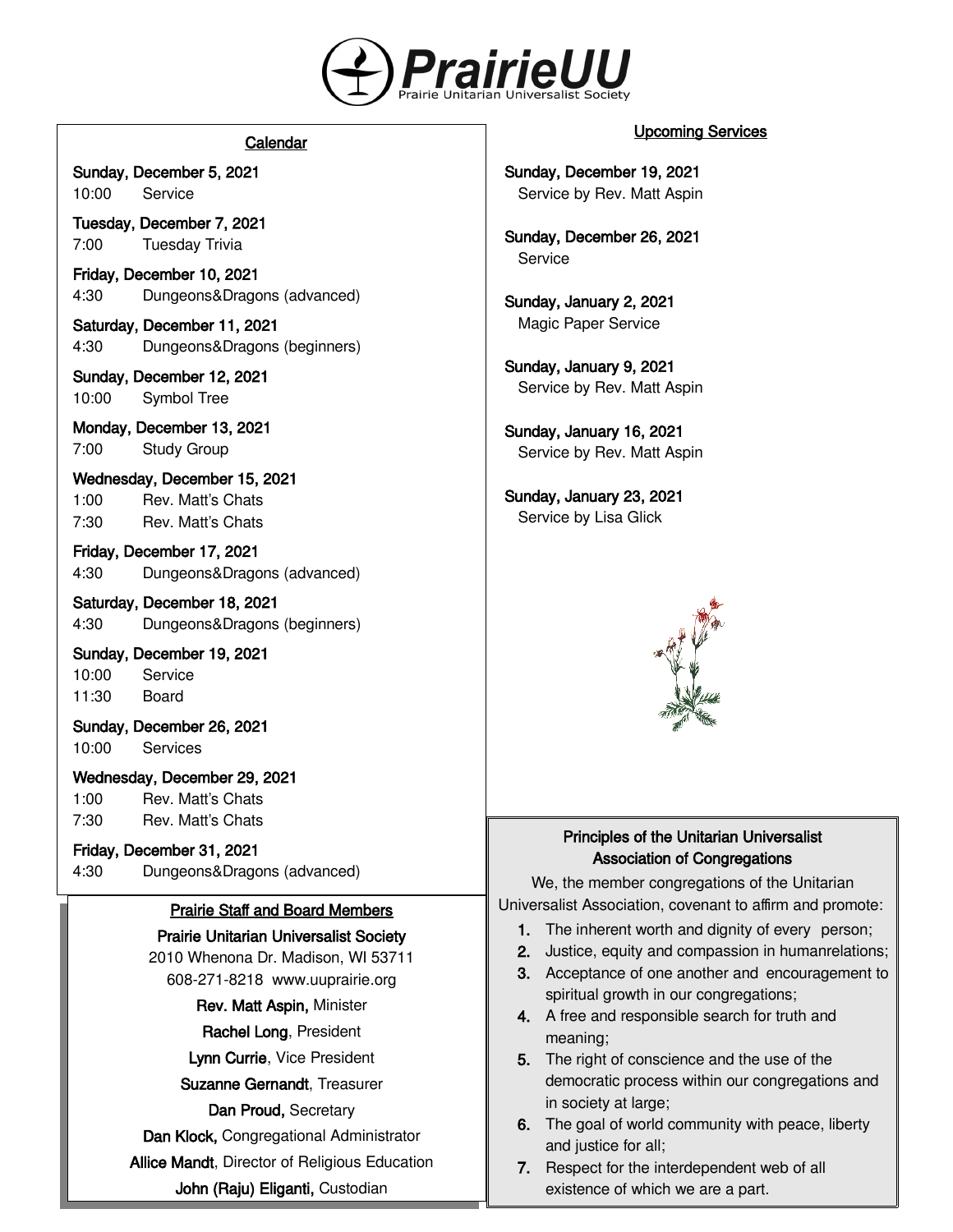# PrairieUU

Prairie Unitarian Universalist Society

## Calendar

**Sunday, December 5, 2021**
10:00 Service

**Tuesday, December 7, 2021**
7:00 Tuesday Trivia

**Friday, December 10, 2021**
4:30 Dungeons&Dragons (advanced)

**Saturday, December 11, 2021**
4:30 Dungeons&Dragons (beginners)

**Sunday, December 12, 2021**
10:00 Symbol Tree

**Monday, December 13, 2021**
7:00 Study Group

**Wednesday, December 15, 2021**
1:00 Rev. Matt's Chats
7:30 Rev. Matt's Chats

**Friday, December 17, 2021**
4:30 Dungeons&Dragons (advanced)

**Saturday, December 18, 2021**
4:30 Dungeons&Dragons (beginners)

**Sunday, December 19, 2021**
10:00 Service
11:30 Board

**Sunday, December 26, 2021**
10:00 Services

**Wednesday, December 29, 2021**
1:00 Rev. Matt's Chats
7:30 Rev. Matt's Chats

**Friday, December 31, 2021**
4:30 Dungeons&Dragons (advanced)

## Prairie Staff and Board Members

**Prairie Unitarian Universalist Society**
2010 Whenona Dr. Madison, WI 53711
608-271-8218 www.uuprairie.org

**Rev. Matt Aspin,** Minister
**Rachel Long**, President
**Lynn Currie**, Vice President
**Suzanne Gernandt**, Treasurer
**Dan Proud,** Secretary
**Dan Klock,** Congregational Administrator
**Allice Mandt**, Director of Religious Education
**John (Raju) Eliganti,** Custodian

## Upcoming Services

**Sunday, December 19, 2021**
Service by Rev. Matt Aspin

**Sunday, December 26, 2021**
Service

**Sunday, January 2, 2021**
Magic Paper Service

**Sunday, January 9, 2021**
Service by Rev. Matt Aspin

**Sunday, January 16, 2021**
Service by Rev. Matt Aspin

**Sunday, January 23, 2021**
Service by Lisa Glick

## Principles of the Unitarian Universalist Association of Congregations

We, the member congregations of the Unitarian Universalist Association, covenant to affirm and promote:

1. The inherent worth and dignity of every person;
2. Justice, equity and compassion in humanrelations;
3. Acceptance of one another and encouragement to spiritual growth in our congregations;
4. A free and responsible search for truth and meaning;
5. The right of conscience and the use of the democratic process within our congregations and in society at large;
6. The goal of world community with peace, liberty and justice for all;
7. Respect for the interdependent web of all existence of which we are a part.